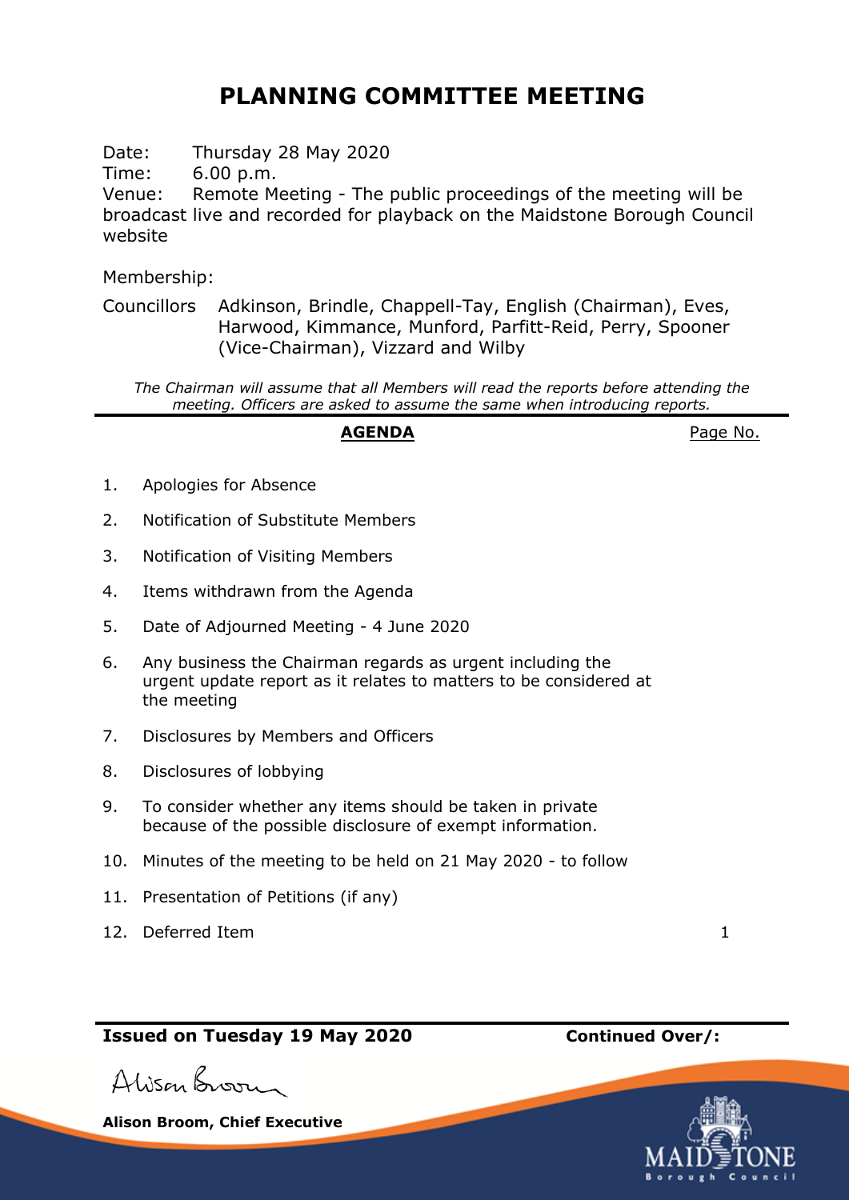# PLANNING COMMITTEE MEETING

Date: Thursday 28 May 2020
Time: 6.00 p.m.
Venue: Remote Meeting - The public proceedings of the meeting will be broadcast live and recorded for playback on the Maidstone Borough Council website

Membership:

Councillors Adkinson, Brindle, Chappell-Tay, English (Chairman), Eves, Harwood, Kimmance, Munford, Parfitt-Reid, Perry, Spooner (Vice-Chairman), Vizzard and Wilby

*The Chairman will assume that all Members will read the reports before attending the meeting. Officers are asked to assume the same when introducing reports.*

| **AGENDA** | Page No. |
|---|---|
| 1. Apologies for Absence | |
| 2. Notification of Substitute Members | |
| 3. Notification of Visiting Members | |
| 4. Items withdrawn from the Agenda | |
| 5. Date of Adjourned Meeting - 4 June 2020 | |
| 6. Any business the Chairman regards as urgent including the urgent update report as it relates to matters to be considered at the meeting | |
| 7. Disclosures by Members and Officers | |
| 8. Disclosures of lobbying | |
| 9. To consider whether any items should be taken in private because of the possible disclosure of exempt information. | |
| 10. Minutes of the meeting to be held on 21 May 2020 - to follow | |
| 11. Presentation of Petitions (if any) | |
| 12. Deferred Item | 1 |

**Issued on Tuesday 19 May 2020** **Continued Over/:**

Alison Broom

**Alison Broom, Chief Executive**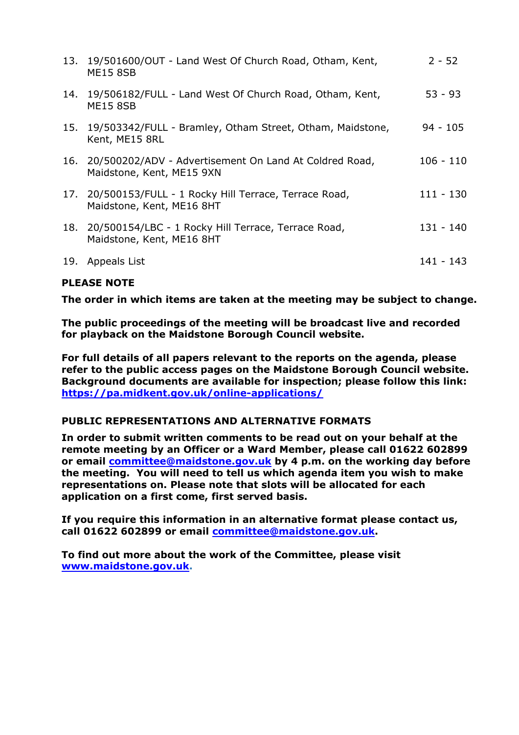| | | |
|---|---|---|
| 13. | 19/501600/OUT - Land West Of Church Road, Otham, Kent, ME15 8SB | 2 - 52 |
| 14. | 19/506182/FULL - Land West Of Church Road, Otham, Kent, ME15 8SB | 53 - 93 |
| 15. | 19/503342/FULL - Bramley, Otham Street, Otham, Maidstone, Kent, ME15 8RL | 94 - 105 |
| 16. | 20/500202/ADV - Advertisement On Land At Coldred Road, Maidstone, Kent, ME15 9XN | 106 - 110 |
| 17. | 20/500153/FULL - 1 Rocky Hill Terrace, Terrace Road, Maidstone, Kent, ME16 8HT | 111 - 130 |
| 18. | 20/500154/LBC - 1 Rocky Hill Terrace, Terrace Road, Maidstone, Kent, ME16 8HT | 131 - 140 |
| 19. | Appeals List | 141 - 143 |

**PLEASE NOTE**

**The order in which items are taken at the meeting may be subject to change.**

**The public proceedings of the meeting will be broadcast live and recorded for playback on the Maidstone Borough Council website.**

**For full details of all papers relevant to the reports on the agenda, please refer to the public access pages on the Maidstone Borough Council website. Background documents are available for inspection; please follow this link: https://pa.midkent.gov.uk/online-applications/**

**PUBLIC REPRESENTATIONS AND ALTERNATIVE FORMATS**

**In order to submit written comments to be read out on your behalf at the remote meeting by an Officer or a Ward Member, please call 01622 602899 or email committee@maidstone.gov.uk by 4 p.m. on the working day before the meeting. You will need to tell us which agenda item you wish to make representations on. Please note that slots will be allocated for each application on a first come, first served basis.**

**If you require this information in an alternative format please contact us, call 01622 602899 or email committee@maidstone.gov.uk.**

**To find out more about the work of the Committee, please visit www.maidstone.gov.uk.**